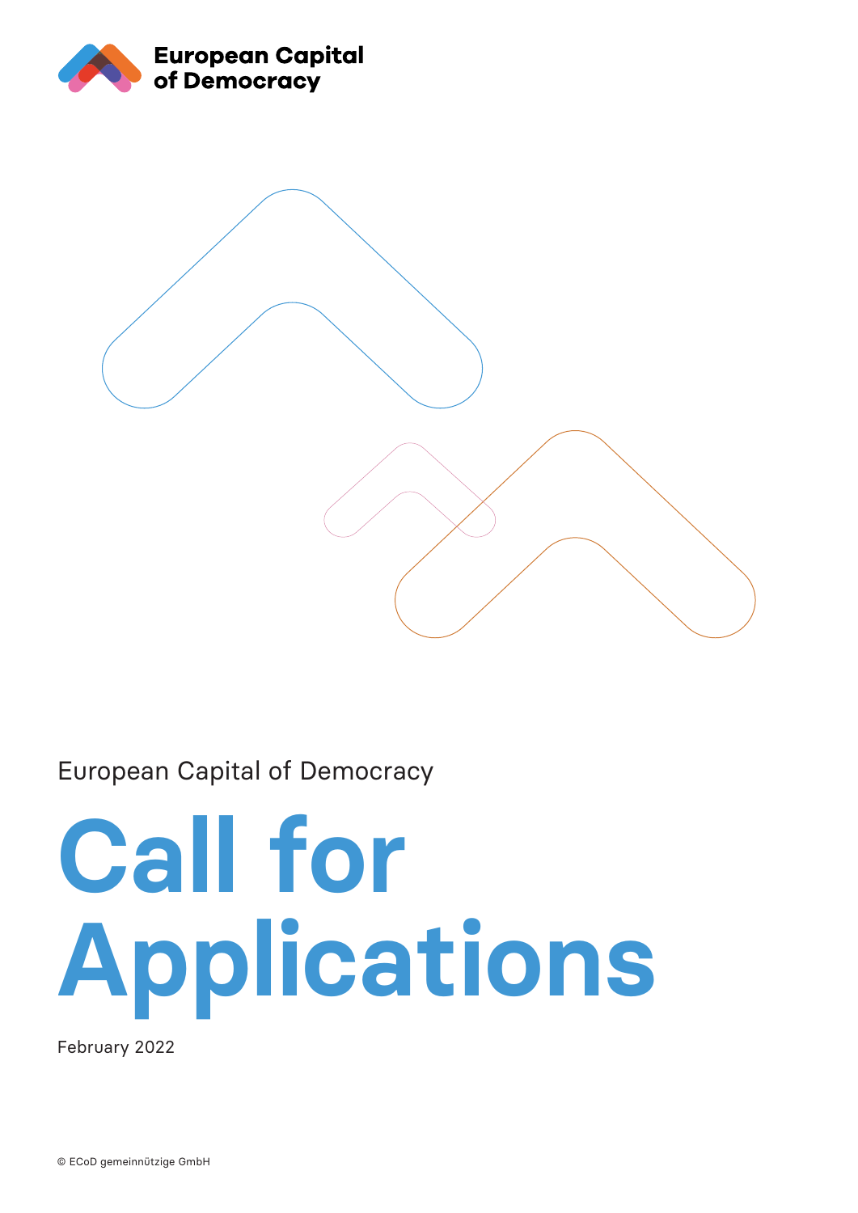European Capital of Democracy

European Capital of Democracy

# Call for Applications

February 2022

© ECoD gemeinnützige GmbH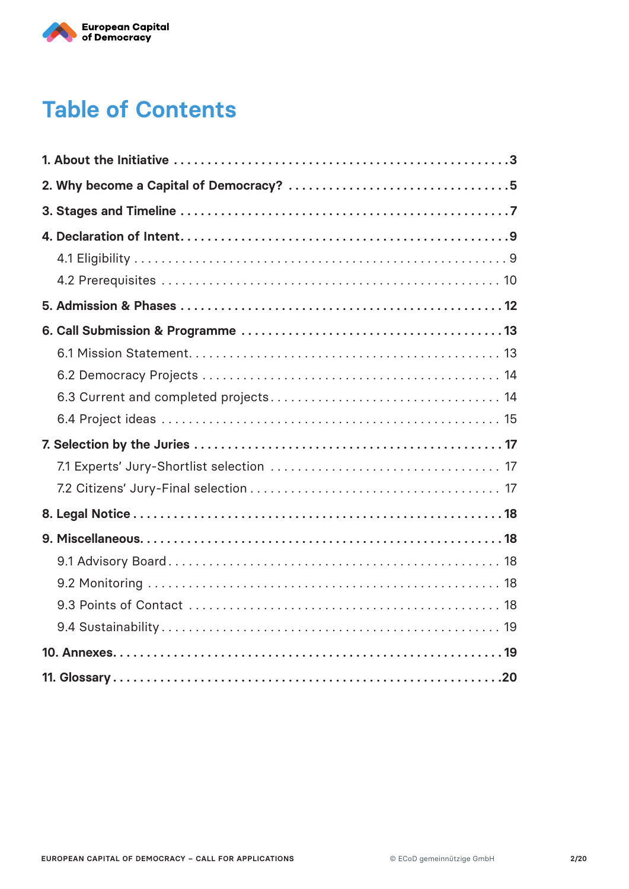# Table of Contents

**1. About the Initiative** . . . . . . . . . . . . . . . . . . . . . . . . . . . . . . . . . . . . . . . . . . . . . . . . . **3**

**2. Why become a Capital of Democracy?** . . . . . . . . . . . . . . . . . . . . . . . . . . . . . . . . **5**

**3. Stages and Timeline** . . . . . . . . . . . . . . . . . . . . . . . . . . . . . . . . . . . . . . . . . . . . . . . **7**

**4. Declaration of Intent** . . . . . . . . . . . . . . . . . . . . . . . . . . . . . . . . . . . . . . . . . . . . . . . **9**

4.1 Eligibility . . . . . . . . . . . . . . . . . . . . . . . . . . . . . . . . . . . . . . . . . . . . . . . . . . . . . 9

4.2 Prerequisites . . . . . . . . . . . . . . . . . . . . . . . . . . . . . . . . . . . . . . . . . . . . . . . . . . 10

**5. Admission & Phases** . . . . . . . . . . . . . . . . . . . . . . . . . . . . . . . . . . . . . . . . . . . . . . **12**

**6. Call Submission & Programme** . . . . . . . . . . . . . . . . . . . . . . . . . . . . . . . . . . . . . **13**

6.1 Mission Statement. . . . . . . . . . . . . . . . . . . . . . . . . . . . . . . . . . . . . . . . . . . . . . 13

6.2 Democracy Projects . . . . . . . . . . . . . . . . . . . . . . . . . . . . . . . . . . . . . . . . . . . . . 14

6.3 Current and completed projects . . . . . . . . . . . . . . . . . . . . . . . . . . . . . . . . . . . 14

6.4 Project ideas . . . . . . . . . . . . . . . . . . . . . . . . . . . . . . . . . . . . . . . . . . . . . . . . . . 15

**7. Selection by the Juries** . . . . . . . . . . . . . . . . . . . . . . . . . . . . . . . . . . . . . . . . . . . . **17**

7.1 Experts' Jury-Shortlist selection . . . . . . . . . . . . . . . . . . . . . . . . . . . . . . . . . . 17

7.2 Citizens' Jury-Final selection . . . . . . . . . . . . . . . . . . . . . . . . . . . . . . . . . . . . 17

**8. Legal Notice** . . . . . . . . . . . . . . . . . . . . . . . . . . . . . . . . . . . . . . . . . . . . . . . . . . . . . **18**

**9. Miscellaneous** . . . . . . . . . . . . . . . . . . . . . . . . . . . . . . . . . . . . . . . . . . . . . . . . . . . **18**

9.1 Advisory Board . . . . . . . . . . . . . . . . . . . . . . . . . . . . . . . . . . . . . . . . . . . . . . . . 18

9.2 Monitoring . . . . . . . . . . . . . . . . . . . . . . . . . . . . . . . . . . . . . . . . . . . . . . . . . . . . 18

9.3 Points of Contact . . . . . . . . . . . . . . . . . . . . . . . . . . . . . . . . . . . . . . . . . . . . . . . 18

9.4 Sustainability . . . . . . . . . . . . . . . . . . . . . . . . . . . . . . . . . . . . . . . . . . . . . . . . . . 19

**10. Annexes** . . . . . . . . . . . . . . . . . . . . . . . . . . . . . . . . . . . . . . . . . . . . . . . . . . . . . . . **19**

**11. Glossary** . . . . . . . . . . . . . . . . . . . . . . . . . . . . . . . . . . . . . . . . . . . . . . . . . . . . . . . **20**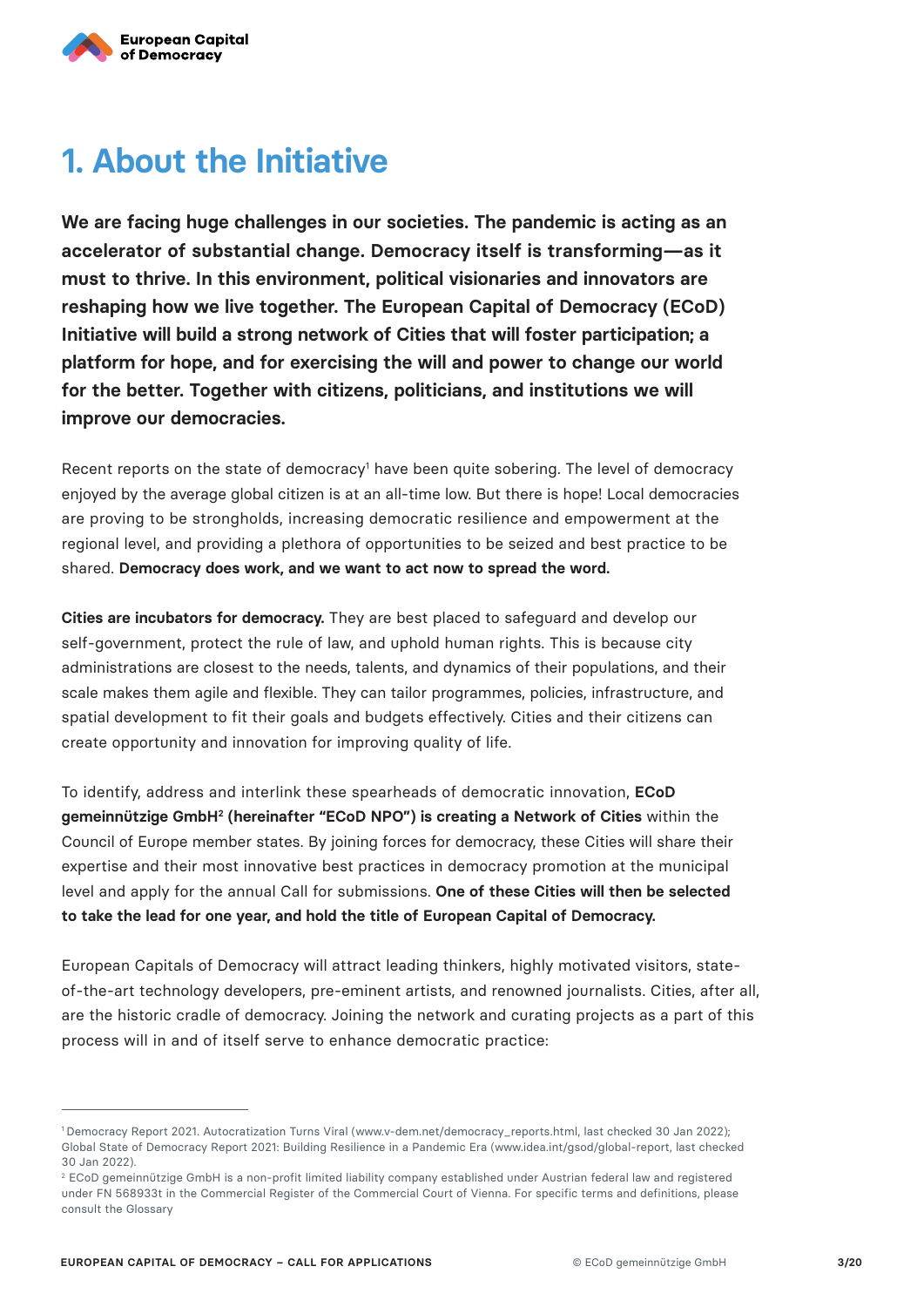# 1. About the Initiative

**We are facing huge challenges in our societies. The pandemic is acting as an accelerator of substantial change. Democracy itself is transforming—as it must to thrive. In this environment, political visionaries and innovators are reshaping how we live together. The European Capital of Democracy (ECoD) Initiative will build a strong network of Cities that will foster participation; a platform for hope, and for exercising the will and power to change our world for the better. Together with citizens, politicians, and institutions we will improve our democracies.**

Recent reports on the state of democracy[1] have been quite sobering. The level of democracy enjoyed by the average global citizen is at an all-time low. But there is hope! Local democracies are proving to be strongholds, increasing democratic resilience and empowerment at the regional level, and providing a plethora of opportunities to be seized and best practice to be shared. **Democracy does work, and we want to act now to spread the word.**

**Cities are incubators for democracy.** They are best placed to safeguard and develop our self-government, protect the rule of law, and uphold human rights. This is because city administrations are closest to the needs, talents, and dynamics of their populations, and their scale makes them agile and flexible. They can tailor programmes, policies, infrastructure, and spatial development to fit their goals and budgets effectively. Cities and their citizens can create opportunity and innovation for improving quality of life.

To identify, address and interlink these spearheads of democratic innovation, **ECoD gemeinnützige GmbH[2] (hereinafter "ECoD NPO") is creating a Network of Cities** within the Council of Europe member states. By joining forces for democracy, these Cities will share their expertise and their most innovative best practices in democracy promotion at the municipal level and apply for the annual Call for submissions. **One of these Cities will then be selected to take the lead for one year, and hold the title of European Capital of Democracy.**

European Capitals of Democracy will attract leading thinkers, highly motivated visitors, state-of-the-art technology developers, pre-eminent artists, and renowned journalists. Cities, after all, are the historic cradle of democracy. Joining the network and curating projects as a part of this process will in and of itself serve to enhance democratic practice:

---

[1] Democracy Report 2021. Autocratization Turns Viral (www.v-dem.net/democracy_reports.html, last checked 30 Jan 2022); Global State of Democracy Report 2021: Building Resilience in a Pandemic Era (www.idea.int/gsod/global-report, last checked 30 Jan 2022).

[2] ECoD gemeinnützige GmbH is a non-profit limited liability company established under Austrian federal law and registered under FN 568933t in the Commercial Register of the Commercial Court of Vienna. For specific terms and definitions, please consult the Glossary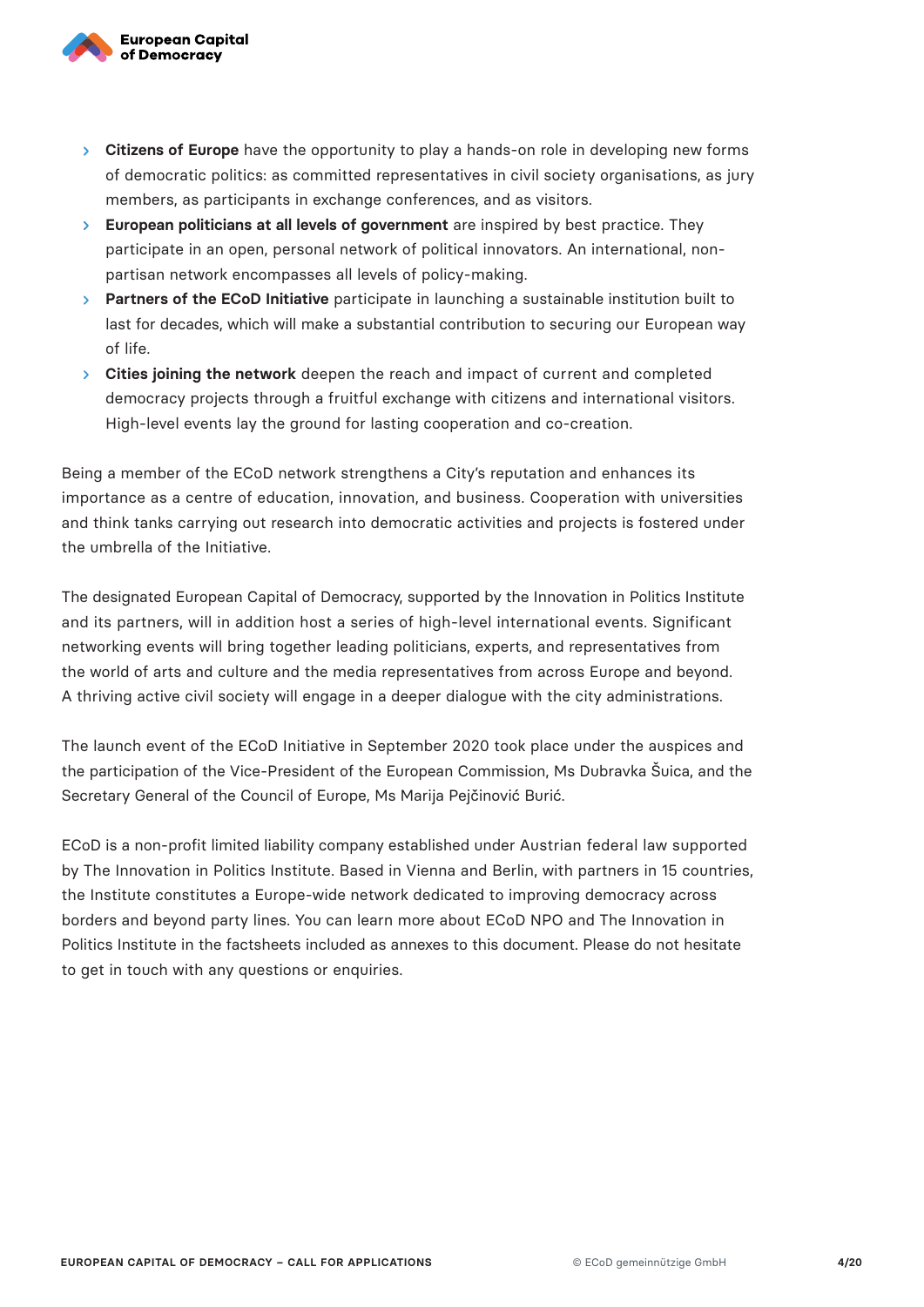- **Citizens of Europe** have the opportunity to play a hands-on role in developing new forms of democratic politics: as committed representatives in civil society organisations, as jury members, as participants in exchange conferences, and as visitors.
- **European politicians at all levels of government** are inspired by best practice. They participate in an open, personal network of political innovators. An international, non-partisan network encompasses all levels of policy-making.
- **Partners of the ECoD Initiative** participate in launching a sustainable institution built to last for decades, which will make a substantial contribution to securing our European way of life.
- **Cities joining the network** deepen the reach and impact of current and completed democracy projects through a fruitful exchange with citizens and international visitors. High-level events lay the ground for lasting cooperation and co-creation.

Being a member of the ECoD network strengthens a City's reputation and enhances its importance as a centre of education, innovation, and business. Cooperation with universities and think tanks carrying out research into democratic activities and projects is fostered under the umbrella of the Initiative.

The designated European Capital of Democracy, supported by the Innovation in Politics Institute and its partners, will in addition host a series of high-level international events. Significant networking events will bring together leading politicians, experts, and representatives from the world of arts and culture and the media representatives from across Europe and beyond. A thriving active civil society will engage in a deeper dialogue with the city administrations.

The launch event of the ECoD Initiative in September 2020 took place under the auspices and the participation of the Vice-President of the European Commission, Ms Dubravka Šuica, and the Secretary General of the Council of Europe, Ms Marija Pejčinović Burić.

ECoD is a non-profit limited liability company established under Austrian federal law supported by The Innovation in Politics Institute. Based in Vienna and Berlin, with partners in 15 countries, the Institute constitutes a Europe-wide network dedicated to improving democracy across borders and beyond party lines. You can learn more about ECoD NPO and The Innovation in Politics Institute in the factsheets included as annexes to this document. Please do not hesitate to get in touch with any questions or enquiries.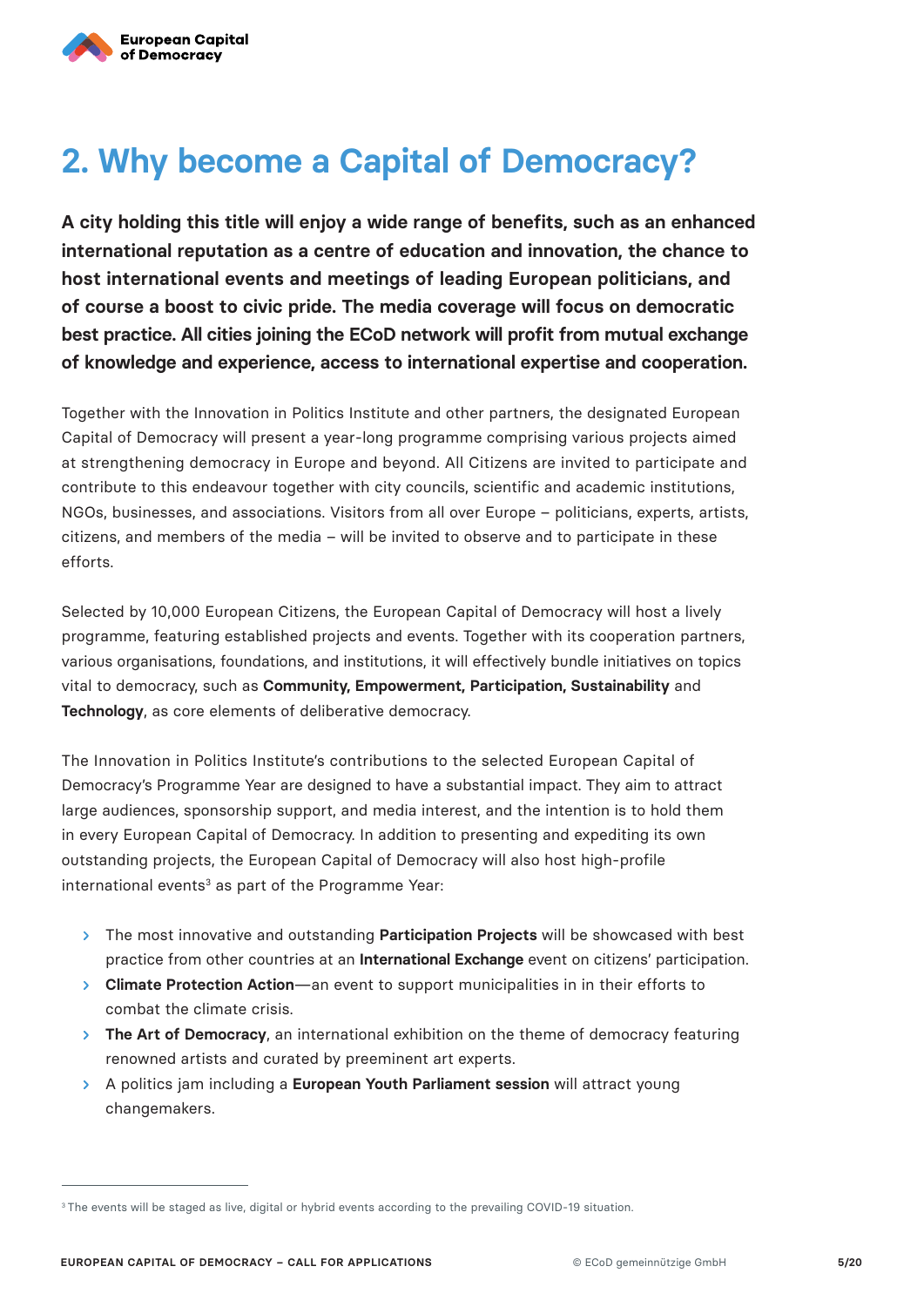## 2. Why become a Capital of Democracy?

**A city holding this title will enjoy a wide range of benefits, such as an enhanced international reputation as a centre of education and innovation, the chance to host international events and meetings of leading European politicians, and of course a boost to civic pride. The media coverage will focus on democratic best practice. All cities joining the ECoD network will profit from mutual exchange of knowledge and experience, access to international expertise and cooperation.**

Together with the Innovation in Politics Institute and other partners, the designated European Capital of Democracy will present a year-long programme comprising various projects aimed at strengthening democracy in Europe and beyond. All Citizens are invited to participate and contribute to this endeavour together with city councils, scientific and academic institutions, NGOs, businesses, and associations. Visitors from all over Europe – politicians, experts, artists, citizens, and members of the media – will be invited to observe and to participate in these efforts.

Selected by 10,000 European Citizens, the European Capital of Democracy will host a lively programme, featuring established projects and events. Together with its cooperation partners, various organisations, foundations, and institutions, it will effectively bundle initiatives on topics vital to democracy, such as **Community, Empowerment, Participation, Sustainability** and **Technology**, as core elements of deliberative democracy.

The Innovation in Politics Institute's contributions to the selected European Capital of Democracy's Programme Year are designed to have a substantial impact. They aim to attract large audiences, sponsorship support, and media interest, and the intention is to hold them in every European Capital of Democracy. In addition to presenting and expediting its own outstanding projects, the European Capital of Democracy will also host high-profile international events[3] as part of the Programme Year:

- The most innovative and outstanding **Participation Projects** will be showcased with best practice from other countries at an **International Exchange** event on citizens' participation.
- **Climate Protection Action**—an event to support municipalities in in their efforts to combat the climate crisis.
- **The Art of Democracy**, an international exhibition on the theme of democracy featuring renowned artists and curated by preeminent art experts.
- A politics jam including a **European Youth Parliament session** will attract young changemakers.

---

[3] The events will be staged as live, digital or hybrid events according to the prevailing COVID-19 situation.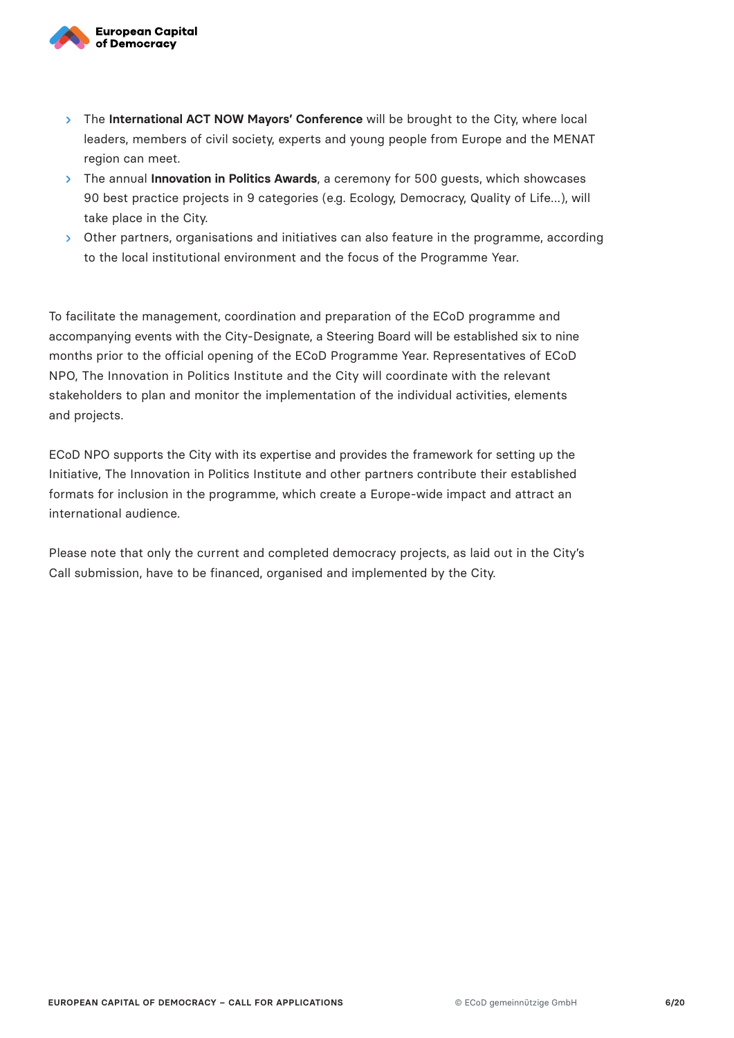- The **International ACT NOW Mayors' Conference** will be brought to the City, where local leaders, members of civil society, experts and young people from Europe and the MENAT region can meet.
- The annual **Innovation in Politics Awards**, a ceremony for 500 guests, which showcases 90 best practice projects in 9 categories (e.g. Ecology, Democracy, Quality of Life...), will take place in the City.
- Other partners, organisations and initiatives can also feature in the programme, according to the local institutional environment and the focus of the Programme Year.

To facilitate the management, coordination and preparation of the ECoD programme and accompanying events with the City-Designate, a Steering Board will be established six to nine months prior to the official opening of the ECoD Programme Year. Representatives of ECoD NPO, The Innovation in Politics Institute and the City will coordinate with the relevant stakeholders to plan and monitor the implementation of the individual activities, elements and projects.

ECoD NPO supports the City with its expertise and provides the framework for setting up the Initiative, The Innovation in Politics Institute and other partners contribute their established formats for inclusion in the programme, which create a Europe-wide impact and attract an international audience.

Please note that only the current and completed democracy projects, as laid out in the City's Call submission, have to be financed, organised and implemented by the City.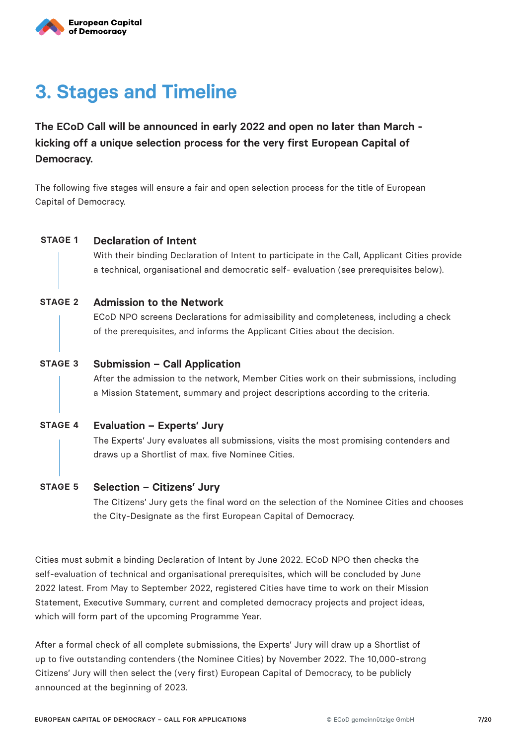# 3. Stages and Timeline

**The ECoD Call will be announced in early 2022 and open no later than March - kicking off a unique selection process for the very first European Capital of Democracy.**

The following five stages will ensure a fair and open selection process for the title of European Capital of Democracy.

**STAGE 1** — **Declaration of Intent**

With their binding Declaration of Intent to participate in the Call, Applicant Cities provide a technical, organisational and democratic self- evaluation (see prerequisites below).

**STAGE 2** — **Admission to the Network**

ECoD NPO screens Declarations for admissibility and completeness, including a check of the prerequisites, and informs the Applicant Cities about the decision.

**STAGE 3** — **Submission – Call Application**

After the admission to the network, Member Cities work on their submissions, including a Mission Statement, summary and project descriptions according to the criteria.

**STAGE 4** — **Evaluation – Experts' Jury**

The Experts' Jury evaluates all submissions, visits the most promising contenders and draws up a Shortlist of max. five Nominee Cities.

**STAGE 5** — **Selection – Citizens' Jury**

The Citizens' Jury gets the final word on the selection of the Nominee Cities and chooses the City-Designate as the first European Capital of Democracy.

Cities must submit a binding Declaration of Intent by June 2022. ECoD NPO then checks the self-evaluation of technical and organisational prerequisites, which will be concluded by June 2022 latest. From May to September 2022, registered Cities have time to work on their Mission Statement, Executive Summary, current and completed democracy projects and project ideas, which will form part of the upcoming Programme Year.

After a formal check of all complete submissions, the Experts' Jury will draw up a Shortlist of up to five outstanding contenders (the Nominee Cities) by November 2022. The 10,000-strong Citizens' Jury will then select the (very first) European Capital of Democracy, to be publicly announced at the beginning of 2023.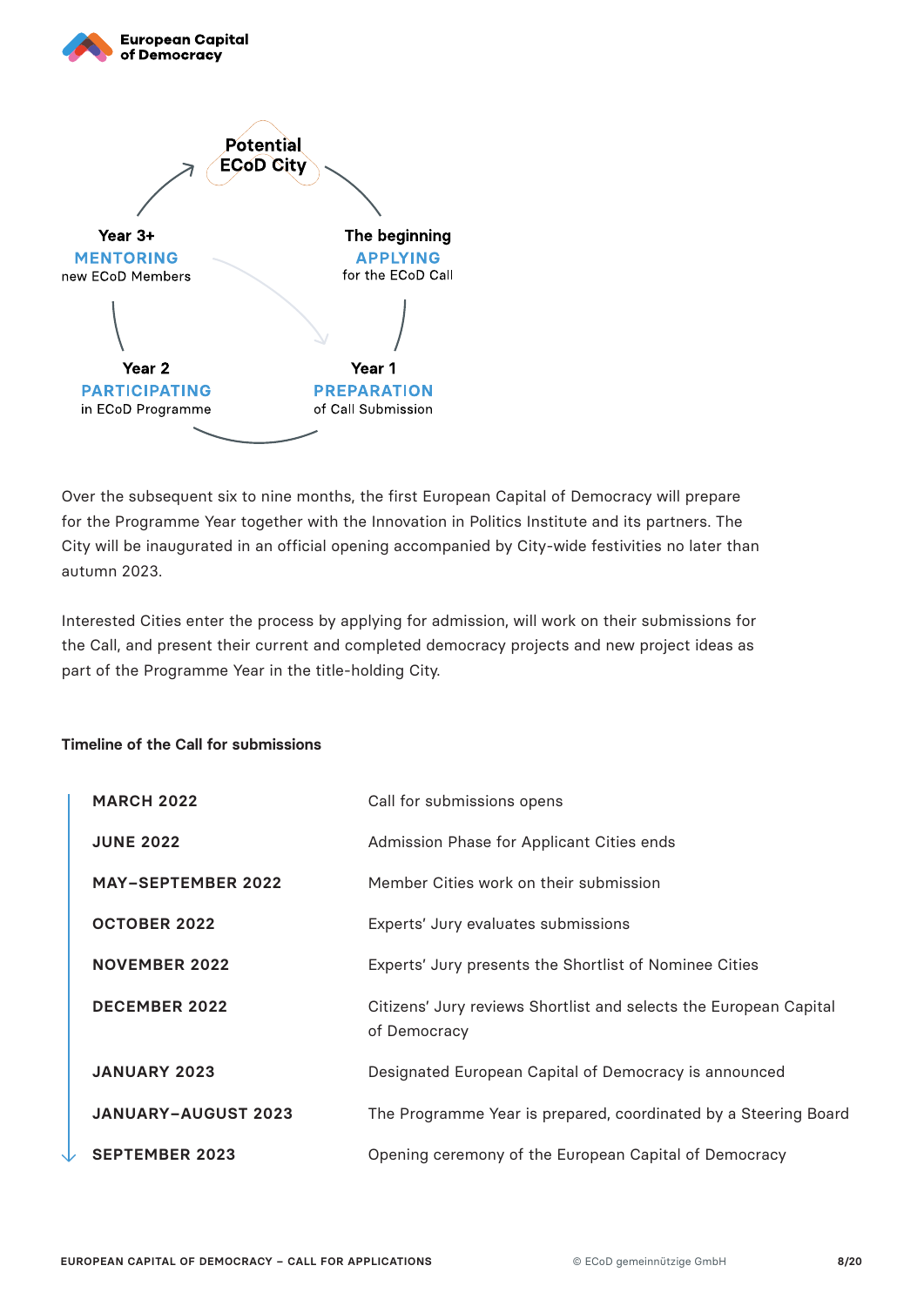Potential ECoD City

**The beginning**
**APPLYING**
for the ECoD Call

**Year 1**
**PREPARATION**
of Call Submission

**Year 2**
**PARTICIPATING**
in ECoD Programme

**Year 3+**
**MENTORING**
new ECoD Members

Over the subsequent six to nine months, the first European Capital of Democracy will prepare for the Programme Year together with the Innovation in Politics Institute and its partners. The City will be inaugurated in an official opening accompanied by City-wide festivities no later than autumn 2023.

Interested Cities enter the process by applying for admission, will work on their submissions for the Call, and present their current and completed democracy projects and new project ideas as part of the Programme Year in the title-holding City.

**Timeline of the Call for submissions**

| | |
|---|---|
| **MARCH 2022** | Call for submissions opens |
| **JUNE 2022** | Admission Phase for Applicant Cities ends |
| **MAY–SEPTEMBER 2022** | Member Cities work on their submission |
| **OCTOBER 2022** | Experts' Jury evaluates submissions |
| **NOVEMBER 2022** | Experts' Jury presents the Shortlist of Nominee Cities |
| **DECEMBER 2022** | Citizens' Jury reviews Shortlist and selects the European Capital of Democracy |
| **JANUARY 2023** | Designated European Capital of Democracy is announced |
| **JANUARY–AUGUST 2023** | The Programme Year is prepared, coordinated by a Steering Board |
| **SEPTEMBER 2023** | Opening ceremony of the European Capital of Democracy |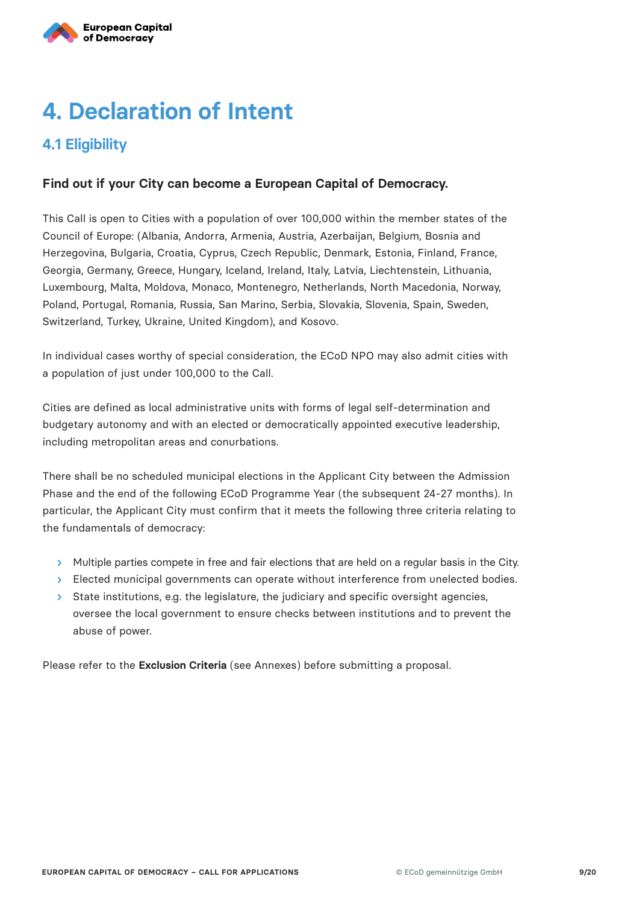# 4. Declaration of Intent

## 4.1 Eligibility

**Find out if your City can become a European Capital of Democracy.**

This Call is open to Cities with a population of over 100,000 within the member states of the Council of Europe: (Albania, Andorra, Armenia, Austria, Azerbaijan, Belgium, Bosnia and Herzegovina, Bulgaria, Croatia, Cyprus, Czech Republic, Denmark, Estonia, Finland, France, Georgia, Germany, Greece, Hungary, Iceland, Ireland, Italy, Latvia, Liechtenstein, Lithuania, Luxembourg, Malta, Moldova, Monaco, Montenegro, Netherlands, North Macedonia, Norway, Poland, Portugal, Romania, Russia, San Marino, Serbia, Slovakia, Slovenia, Spain, Sweden, Switzerland, Turkey, Ukraine, United Kingdom), and Kosovo.

In individual cases worthy of special consideration, the ECoD NPO may also admit cities with a population of just under 100,000 to the Call.

Cities are defined as local administrative units with forms of legal self-determination and budgetary autonomy and with an elected or democratically appointed executive leadership, including metropolitan areas and conurbations.

There shall be no scheduled municipal elections in the Applicant City between the Admission Phase and the end of the following ECoD Programme Year (the subsequent 24-27 months). In particular, the Applicant City must confirm that it meets the following three criteria relating to the fundamentals of democracy:

- Multiple parties compete in free and fair elections that are held on a regular basis in the City.
- Elected municipal governments can operate without interference from unelected bodies.
- State institutions, e.g. the legislature, the judiciary and specific oversight agencies, oversee the local government to ensure checks between institutions and to prevent the abuse of power.

Please refer to the **Exclusion Criteria** (see Annexes) before submitting a proposal.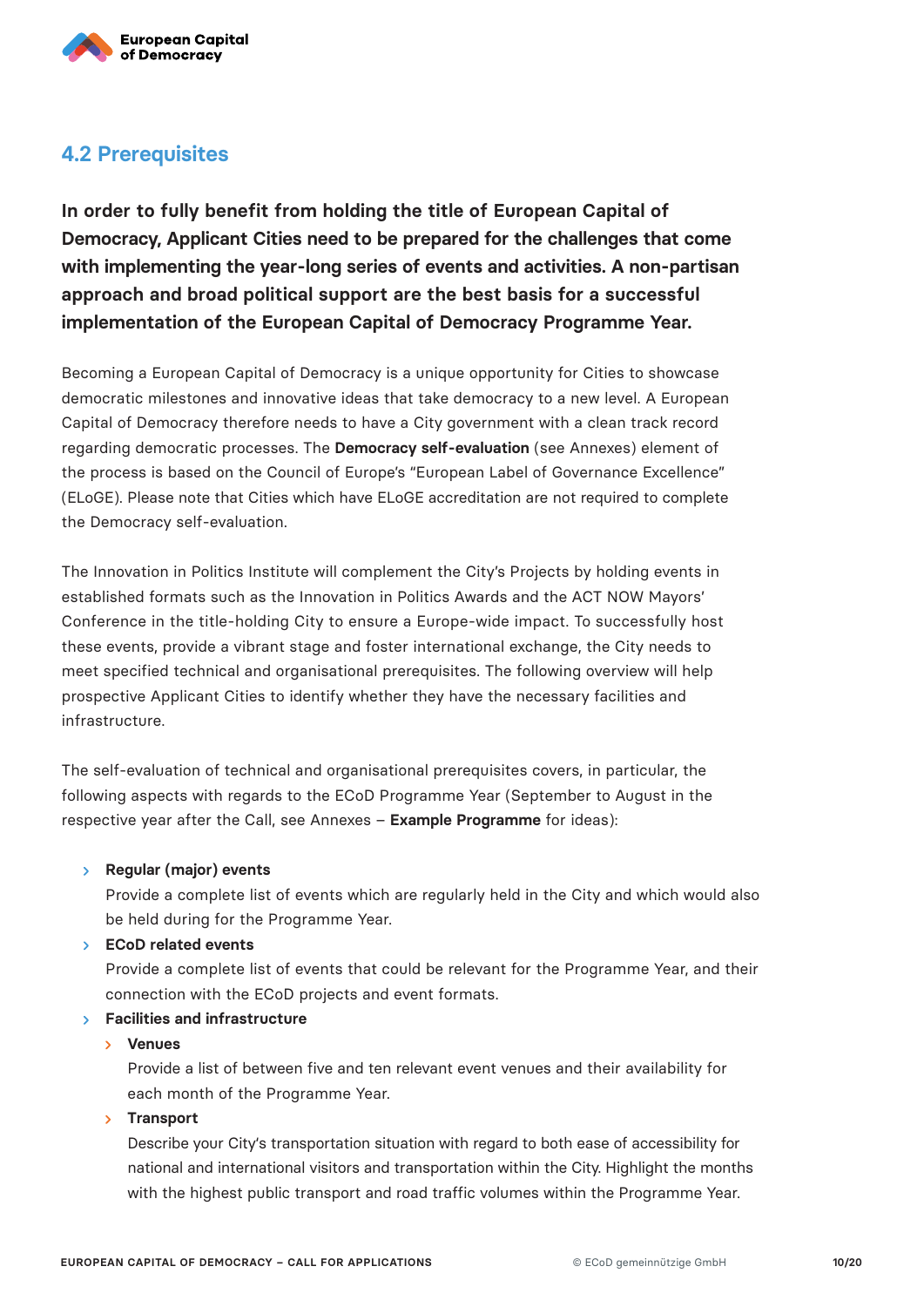## 4.2 Prerequisites

**In order to fully benefit from holding the title of European Capital of Democracy, Applicant Cities need to be prepared for the challenges that come with implementing the year-long series of events and activities. A non-partisan approach and broad political support are the best basis for a successful implementation of the European Capital of Democracy Programme Year.**

Becoming a European Capital of Democracy is a unique opportunity for Cities to showcase democratic milestones and innovative ideas that take democracy to a new level. A European Capital of Democracy therefore needs to have a City government with a clean track record regarding democratic processes. The **Democracy self-evaluation** (see Annexes) element of the process is based on the Council of Europe's "European Label of Governance Excellence" (ELoGE). Please note that Cities which have ELoGE accreditation are not required to complete the Democracy self-evaluation.

The Innovation in Politics Institute will complement the City's Projects by holding events in established formats such as the Innovation in Politics Awards and the ACT NOW Mayors' Conference in the title-holding City to ensure a Europe-wide impact. To successfully host these events, provide a vibrant stage and foster international exchange, the City needs to meet specified technical and organisational prerequisites. The following overview will help prospective Applicant Cities to identify whether they have the necessary facilities and infrastructure.

The self-evaluation of technical and organisational prerequisites covers, in particular, the following aspects with regards to the ECoD Programme Year (September to August in the respective year after the Call, see Annexes – **Example Programme** for ideas):

- **Regular (major) events**
  Provide a complete list of events which are regularly held in the City and which would also be held during for the Programme Year.
- **ECoD related events**
  Provide a complete list of events that could be relevant for the Programme Year, and their connection with the ECoD projects and event formats.
- **Facilities and infrastructure**
  - **Venues**
    Provide a list of between five and ten relevant event venues and their availability for each month of the Programme Year.
  - **Transport**
    Describe your City's transportation situation with regard to both ease of accessibility for national and international visitors and transportation within the City. Highlight the months with the highest public transport and road traffic volumes within the Programme Year.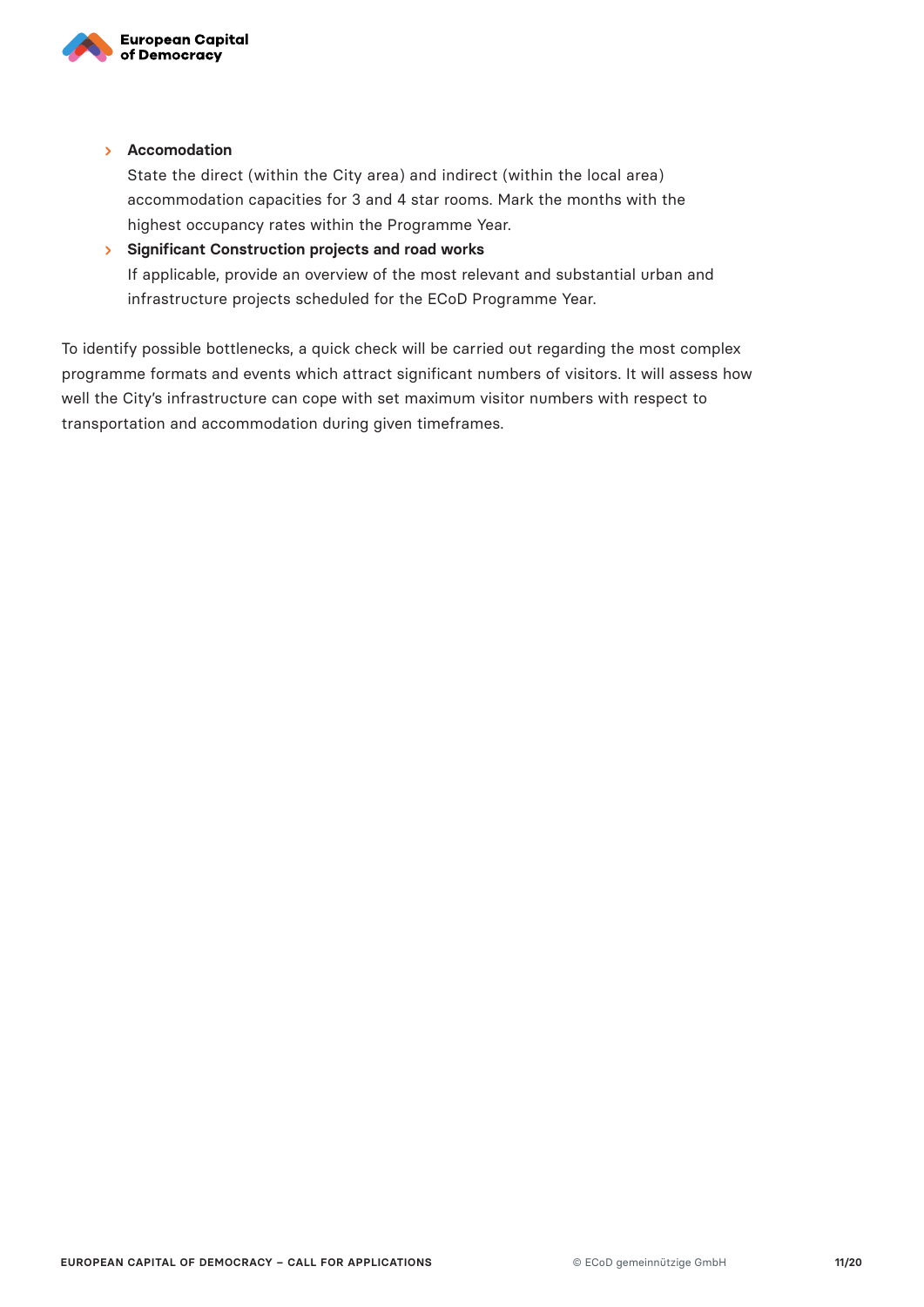- **Accomodation**
  State the direct (within the City area) and indirect (within the local area) accommodation capacities for 3 and 4 star rooms. Mark the months with the highest occupancy rates within the Programme Year.
- **Significant Construction projects and road works**
  If applicable, provide an overview of the most relevant and substantial urban and infrastructure projects scheduled for the ECoD Programme Year.

To identify possible bottlenecks, a quick check will be carried out regarding the most complex programme formats and events which attract significant numbers of visitors. It will assess how well the City's infrastructure can cope with set maximum visitor numbers with respect to transportation and accommodation during given timeframes.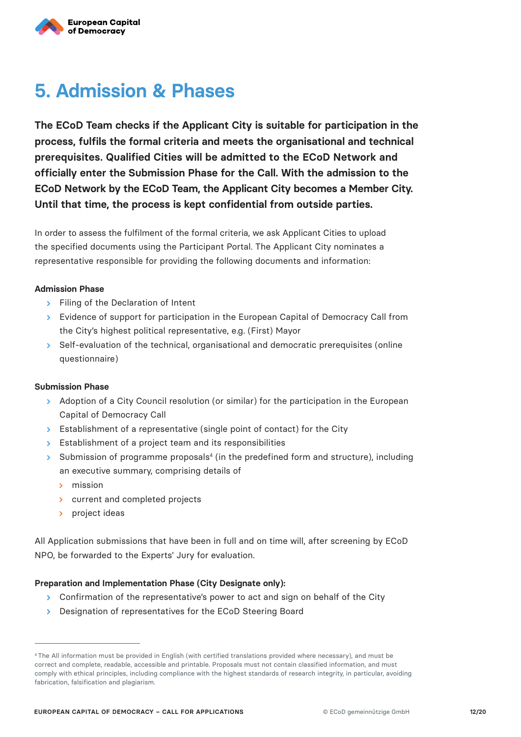# 5. Admission & Phases

**The ECoD Team checks if the Applicant City is suitable for participation in the process, fulfils the formal criteria and meets the organisational and technical prerequisites. Qualified Cities will be admitted to the ECoD Network and officially enter the Submission Phase for the Call. With the admission to the ECoD Network by the ECoD Team, the Applicant City becomes a Member City. Until that time, the process is kept confidential from outside parties.**

In order to assess the fulfilment of the formal criteria, we ask Applicant Cities to upload the specified documents using the Participant Portal. The Applicant City nominates a representative responsible for providing the following documents and information:

**Admission Phase**

- Filing of the Declaration of Intent
- Evidence of support for participation in the European Capital of Democracy Call from the City's highest political representative, e.g. (First) Mayor
- Self-evaluation of the technical, organisational and democratic prerequisites (online questionnaire)

**Submission Phase**

- Adoption of a City Council resolution (or similar) for the participation in the European Capital of Democracy Call
- Establishment of a representative (single point of contact) for the City
- Establishment of a project team and its responsibilities
- Submission of programme proposals[4] (in the predefined form and structure), including an executive summary, comprising details of
  - mission
  - current and completed projects
  - project ideas

All Application submissions that have been in full and on time will, after screening by ECoD NPO, be forwarded to the Experts' Jury for evaluation.

**Preparation and Implementation Phase (City Designate only):**

- Confirmation of the representative's power to act and sign on behalf of the City
- Designation of representatives for the ECoD Steering Board

---

[4] The All information must be provided in English (with certified translations provided where necessary), and must be correct and complete, readable, accessible and printable. Proposals must not contain classified information, and must comply with ethical principles, including compliance with the highest standards of research integrity, in particular, avoiding fabrication, falsification and plagiarism.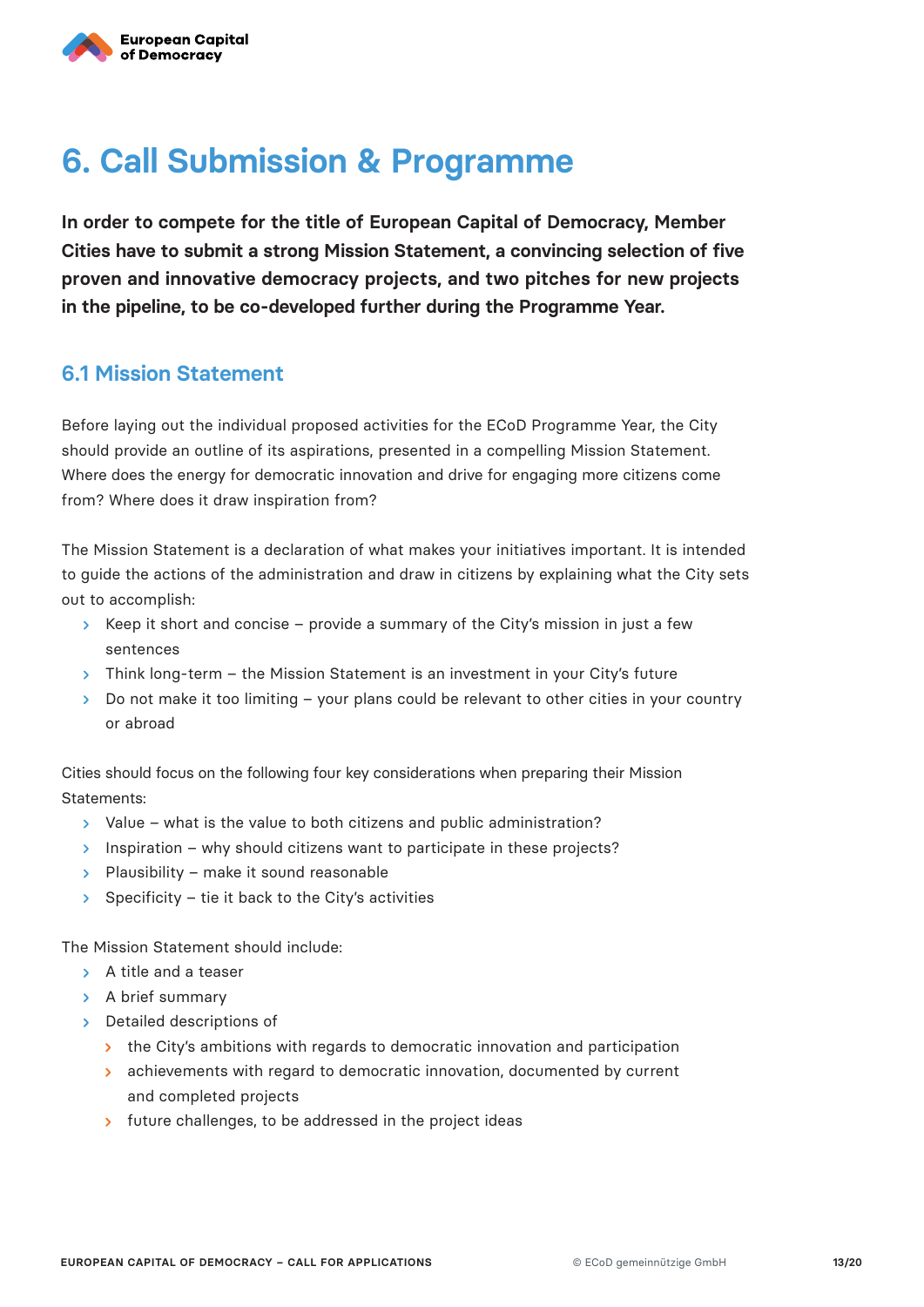# 6. Call Submission & Programme

**In order to compete for the title of European Capital of Democracy, Member Cities have to submit a strong Mission Statement, a convincing selection of five proven and innovative democracy projects, and two pitches for new projects in the pipeline, to be co-developed further during the Programme Year.**

## 6.1 Mission Statement

Before laying out the individual proposed activities for the ECoD Programme Year, the City should provide an outline of its aspirations, presented in a compelling Mission Statement. Where does the energy for democratic innovation and drive for engaging more citizens come from? Where does it draw inspiration from?

The Mission Statement is a declaration of what makes your initiatives important. It is intended to guide the actions of the administration and draw in citizens by explaining what the City sets out to accomplish:

- Keep it short and concise – provide a summary of the City's mission in just a few sentences
- Think long-term – the Mission Statement is an investment in your City's future
- Do not make it too limiting – your plans could be relevant to other cities in your country or abroad

Cities should focus on the following four key considerations when preparing their Mission Statements:

- Value – what is the value to both citizens and public administration?
- Inspiration – why should citizens want to participate in these projects?
- Plausibility – make it sound reasonable
- Specificity – tie it back to the City's activities

The Mission Statement should include:

- A title and a teaser
- A brief summary
- Detailed descriptions of
  - the City's ambitions with regards to democratic innovation and participation
  - achievements with regard to democratic innovation, documented by current and completed projects
  - future challenges, to be addressed in the project ideas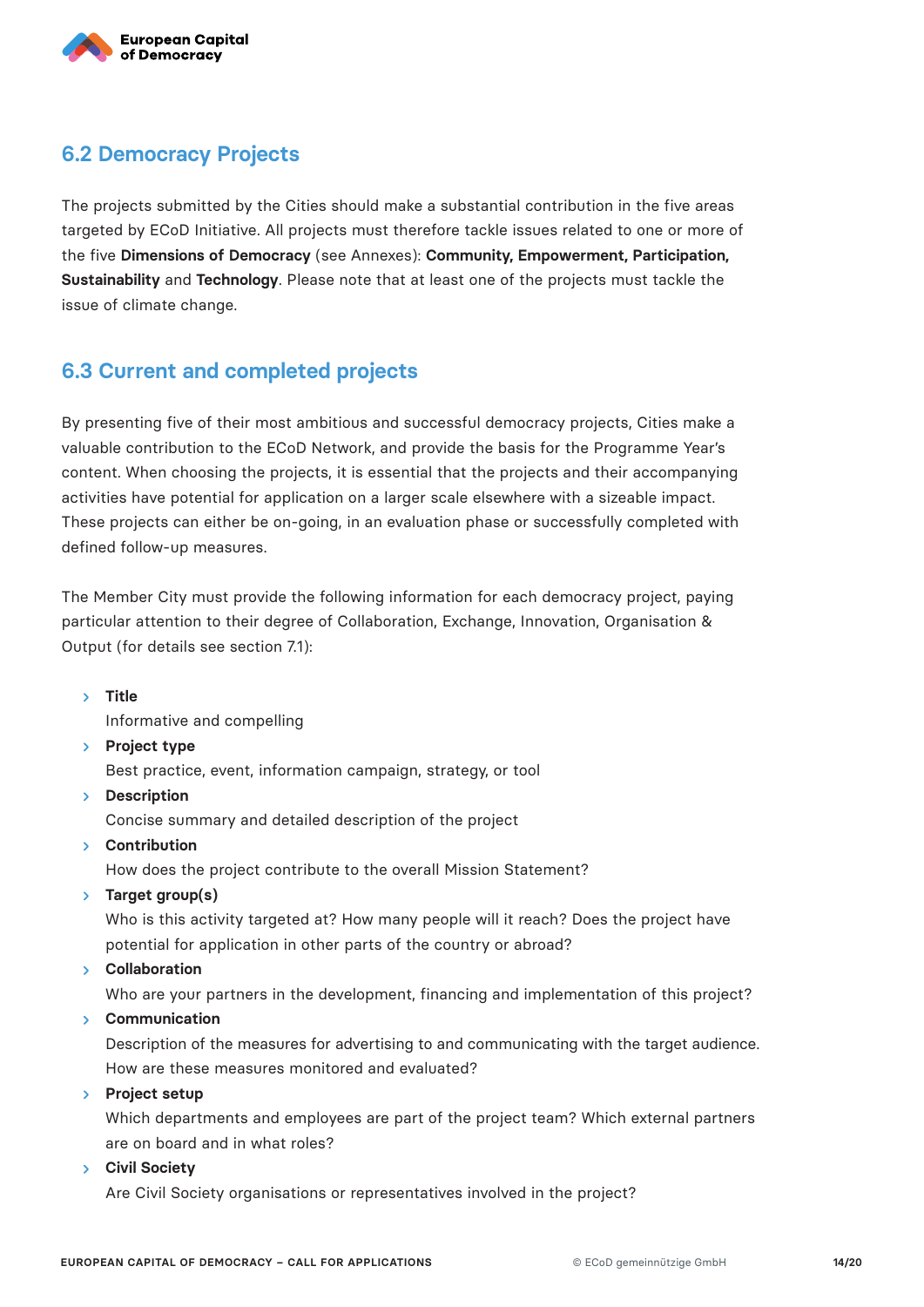## 6.2 Democracy Projects

The projects submitted by the Cities should make a substantial contribution in the five areas targeted by ECoD Initiative. All projects must therefore tackle issues related to one or more of the five **Dimensions of Democracy** (see Annexes): **Community, Empowerment, Participation, Sustainability** and **Technology**. Please note that at least one of the projects must tackle the issue of climate change.

## 6.3 Current and completed projects

By presenting five of their most ambitious and successful democracy projects, Cities make a valuable contribution to the ECoD Network, and provide the basis for the Programme Year's content. When choosing the projects, it is essential that the projects and their accompanying activities have potential for application on a larger scale elsewhere with a sizeable impact. These projects can either be on-going, in an evaluation phase or successfully completed with defined follow-up measures.

The Member City must provide the following information for each democracy project, paying particular attention to their degree of Collaboration, Exchange, Innovation, Organisation & Output (for details see section 7.1):

- **Title**
  Informative and compelling
- **Project type**
  Best practice, event, information campaign, strategy, or tool
- **Description**
  Concise summary and detailed description of the project
- **Contribution**
  How does the project contribute to the overall Mission Statement?
- **Target group(s)**
  Who is this activity targeted at? How many people will it reach? Does the project have potential for application in other parts of the country or abroad?
- **Collaboration**
  Who are your partners in the development, financing and implementation of this project?
- **Communication**
  Description of the measures for advertising to and communicating with the target audience. How are these measures monitored and evaluated?
- **Project setup**
  Which departments and employees are part of the project team? Which external partners are on board and in what roles?
- **Civil Society**
  Are Civil Society organisations or representatives involved in the project?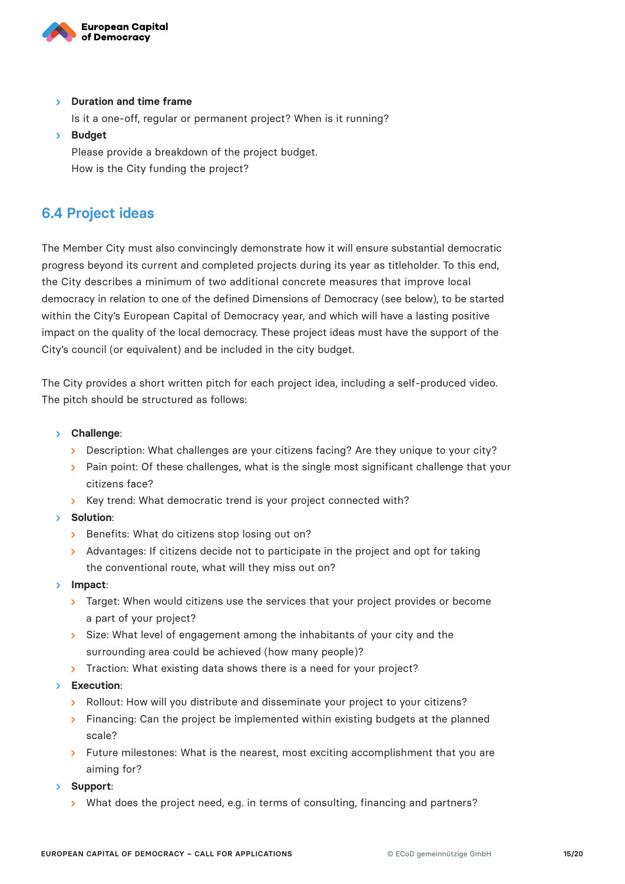- **Duration and time frame**
  Is it a one-off, regular or permanent project? When is it running?
- **Budget**
  Please provide a breakdown of the project budget.
  How is the City funding the project?

## 6.4 Project ideas

The Member City must also convincingly demonstrate how it will ensure substantial democratic progress beyond its current and completed projects during its year as titleholder. To this end, the City describes a minimum of two additional concrete measures that improve local democracy in relation to one of the defined Dimensions of Democracy (see below), to be started within the City's European Capital of Democracy year, and which will have a lasting positive impact on the quality of the local democracy. These project ideas must have the support of the City's council (or equivalent) and be included in the city budget.

The City provides a short written pitch for each project idea, including a self-produced video. The pitch should be structured as follows:

- **Challenge**:
  - Description: What challenges are your citizens facing? Are they unique to your city?
  - Pain point: Of these challenges, what is the single most significant challenge that your citizens face?
  - Key trend: What democratic trend is your project connected with?
- **Solution**:
  - Benefits: What do citizens stop losing out on?
  - Advantages: If citizens decide not to participate in the project and opt for taking the conventional route, what will they miss out on?
- **Impact**:
  - Target: When would citizens use the services that your project provides or become a part of your project?
  - Size: What level of engagement among the inhabitants of your city and the surrounding area could be achieved (how many people)?
  - Traction: What existing data shows there is a need for your project?
- **Execution**:
  - Rollout: How will you distribute and disseminate your project to your citizens?
  - Financing: Can the project be implemented within existing budgets at the planned scale?
  - Future milestones: What is the nearest, most exciting accomplishment that you are aiming for?
- **Support**:
  - What does the project need, e.g. in terms of consulting, financing and partners?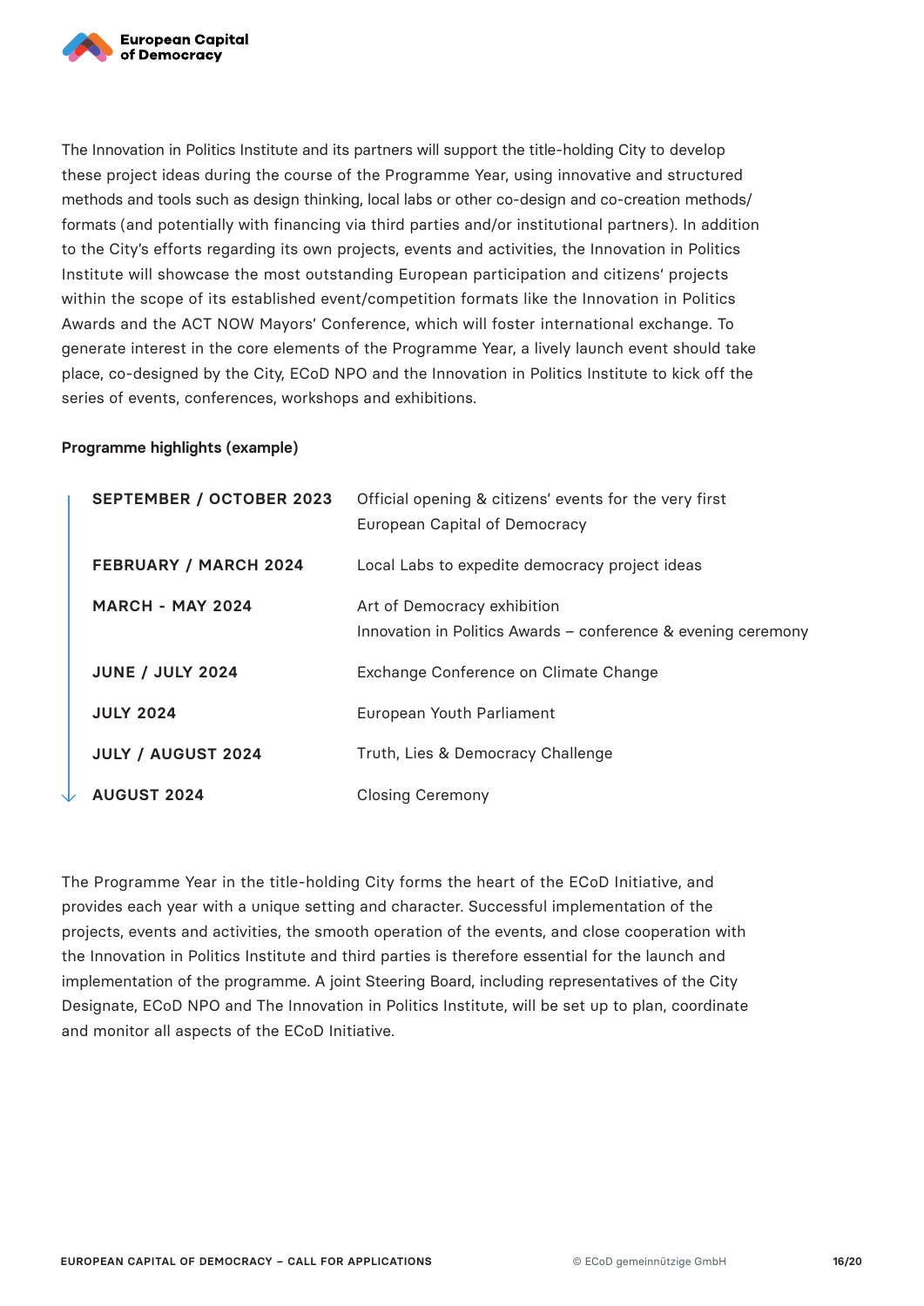The Innovation in Politics Institute and its partners will support the title-holding City to develop these project ideas during the course of the Programme Year, using innovative and structured methods and tools such as design thinking, local labs or other co-design and co-creation methods/formats (and potentially with financing via third parties and/or institutional partners). In addition to the City's efforts regarding its own projects, events and activities, the Innovation in Politics Institute will showcase the most outstanding European participation and citizens' projects within the scope of its established event/competition formats like the Innovation in Politics Awards and the ACT NOW Mayors' Conference, which will foster international exchange. To generate interest in the core elements of the Programme Year, a lively launch event should take place, co-designed by the City, ECoD NPO and the Innovation in Politics Institute to kick off the series of events, conferences, workshops and exhibitions.

**Programme highlights (example)**

| | |
|---|---|
| **SEPTEMBER / OCTOBER 2023** | Official opening & citizens' events for the very first European Capital of Democracy |
| **FEBRUARY / MARCH 2024** | Local Labs to expedite democracy project ideas |
| **MARCH - MAY 2024** | Art of Democracy exhibition<br>Innovation in Politics Awards – conference & evening ceremony |
| **JUNE / JULY 2024** | Exchange Conference on Climate Change |
| **JULY 2024** | European Youth Parliament |
| **JULY / AUGUST 2024** | Truth, Lies & Democracy Challenge |
| **AUGUST 2024** | Closing Ceremony |

The Programme Year in the title-holding City forms the heart of the ECoD Initiative, and provides each year with a unique setting and character. Successful implementation of the projects, events and activities, the smooth operation of the events, and close cooperation with the Innovation in Politics Institute and third parties is therefore essential for the launch and implementation of the programme. A joint Steering Board, including representatives of the City Designate, ECoD NPO and The Innovation in Politics Institute, will be set up to plan, coordinate and monitor all aspects of the ECoD Initiative.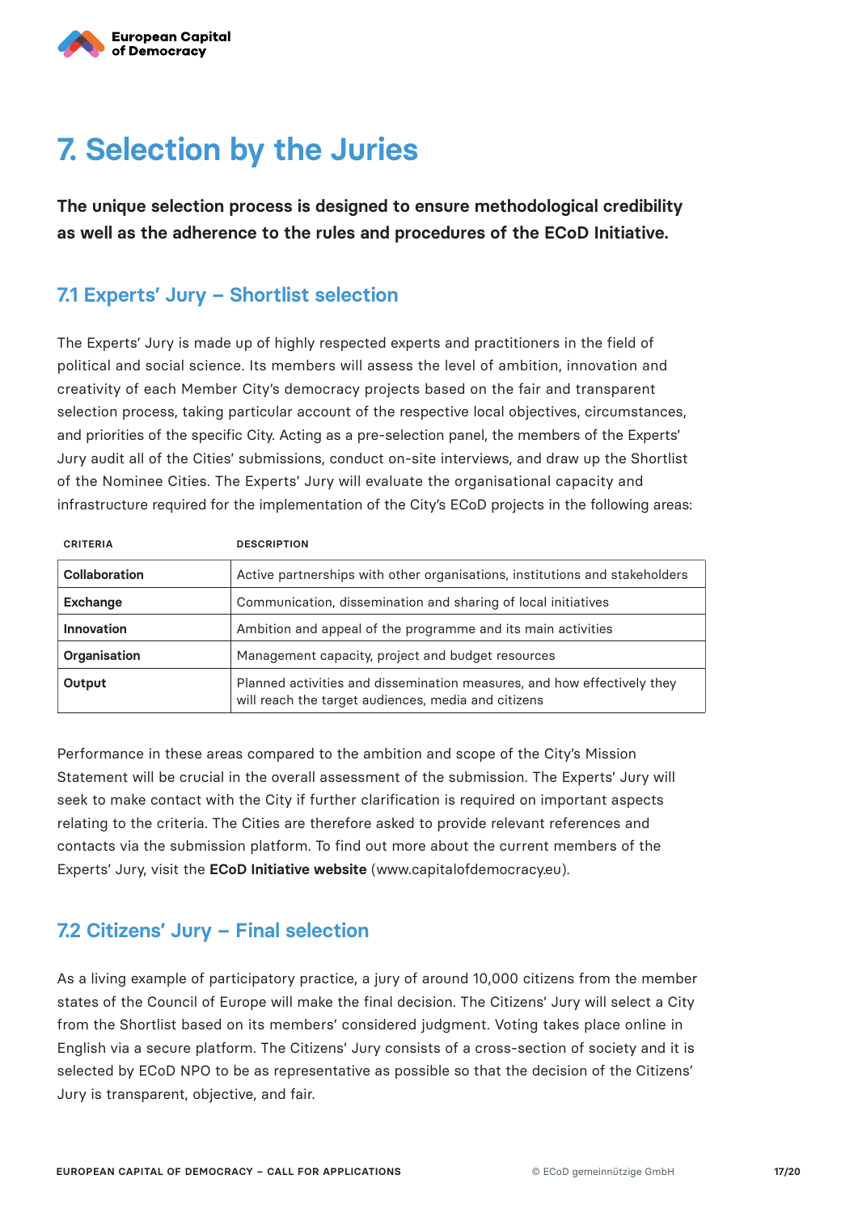# 7. Selection by the Juries

**The unique selection process is designed to ensure methodological credibility as well as the adherence to the rules and procedures of the ECoD Initiative.**

## 7.1 Experts' Jury – Shortlist selection

The Experts' Jury is made up of highly respected experts and practitioners in the field of political and social science. Its members will assess the level of ambition, innovation and creativity of each Member City's democracy projects based on the fair and transparent selection process, taking particular account of the respective local objectives, circumstances, and priorities of the specific City. Acting as a pre-selection panel, the members of the Experts' Jury audit all of the Cities' submissions, conduct on-site interviews, and draw up the Shortlist of the Nominee Cities. The Experts' Jury will evaluate the organisational capacity and infrastructure required for the implementation of the City's ECoD projects in the following areas:

| CRITERIA | DESCRIPTION |
| --- | --- |
| **Collaboration** | Active partnerships with other organisations, institutions and stakeholders |
| **Exchange** | Communication, dissemination and sharing of local initiatives |
| **Innovation** | Ambition and appeal of the programme and its main activities |
| **Organisation** | Management capacity, project and budget resources |
| **Output** | Planned activities and dissemination measures, and how effectively they will reach the target audiences, media and citizens |

Performance in these areas compared to the ambition and scope of the City's Mission Statement will be crucial in the overall assessment of the submission. The Experts' Jury will seek to make contact with the City if further clarification is required on important aspects relating to the criteria. The Cities are therefore asked to provide relevant references and contacts via the submission platform. To find out more about the current members of the Experts' Jury, visit the **ECoD Initiative website** (www.capitalofdemocracy.eu).

## 7.2 Citizens' Jury – Final selection

As a living example of participatory practice, a jury of around 10,000 citizens from the member states of the Council of Europe will make the final decision. The Citizens' Jury will select a City from the Shortlist based on its members' considered judgment. Voting takes place online in English via a secure platform. The Citizens' Jury consists of a cross-section of society and it is selected by ECoD NPO to be as representative as possible so that the decision of the Citizens' Jury is transparent, objective, and fair.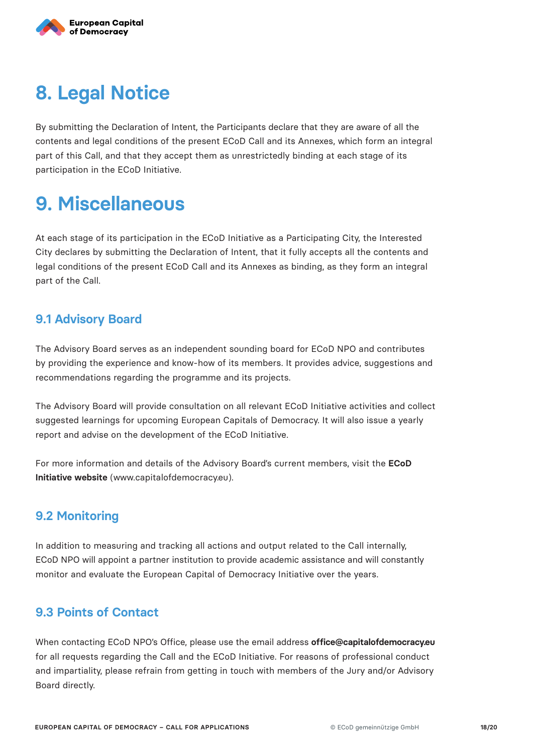# 8. Legal Notice

By submitting the Declaration of Intent, the Participants declare that they are aware of all the contents and legal conditions of the present ECoD Call and its Annexes, which form an integral part of this Call, and that they accept them as unrestrictedly binding at each stage of its participation in the ECoD Initiative.

# 9. Miscellaneous

At each stage of its participation in the ECoD Initiative as a Participating City, the Interested City declares by submitting the Declaration of Intent, that it fully accepts all the contents and legal conditions of the present ECoD Call and its Annexes as binding, as they form an integral part of the Call.

## 9.1 Advisory Board

The Advisory Board serves as an independent sounding board for ECoD NPO and contributes by providing the experience and know-how of its members. It provides advice, suggestions and recommendations regarding the programme and its projects.

The Advisory Board will provide consultation on all relevant ECoD Initiative activities and collect suggested learnings for upcoming European Capitals of Democracy. It will also issue a yearly report and advise on the development of the ECoD Initiative.

For more information and details of the Advisory Board's current members, visit the **ECoD Initiative website** (www.capitalofdemocracy.eu).

## 9.2 Monitoring

In addition to measuring and tracking all actions and output related to the Call internally, ECoD NPO will appoint a partner institution to provide academic assistance and will constantly monitor and evaluate the European Capital of Democracy Initiative over the years.

## 9.3 Points of Contact

When contacting ECoD NPO's Office, please use the email address **office@capitalofdemocracy.eu** for all requests regarding the Call and the ECoD Initiative. For reasons of professional conduct and impartiality, please refrain from getting in touch with members of the Jury and/or Advisory Board directly.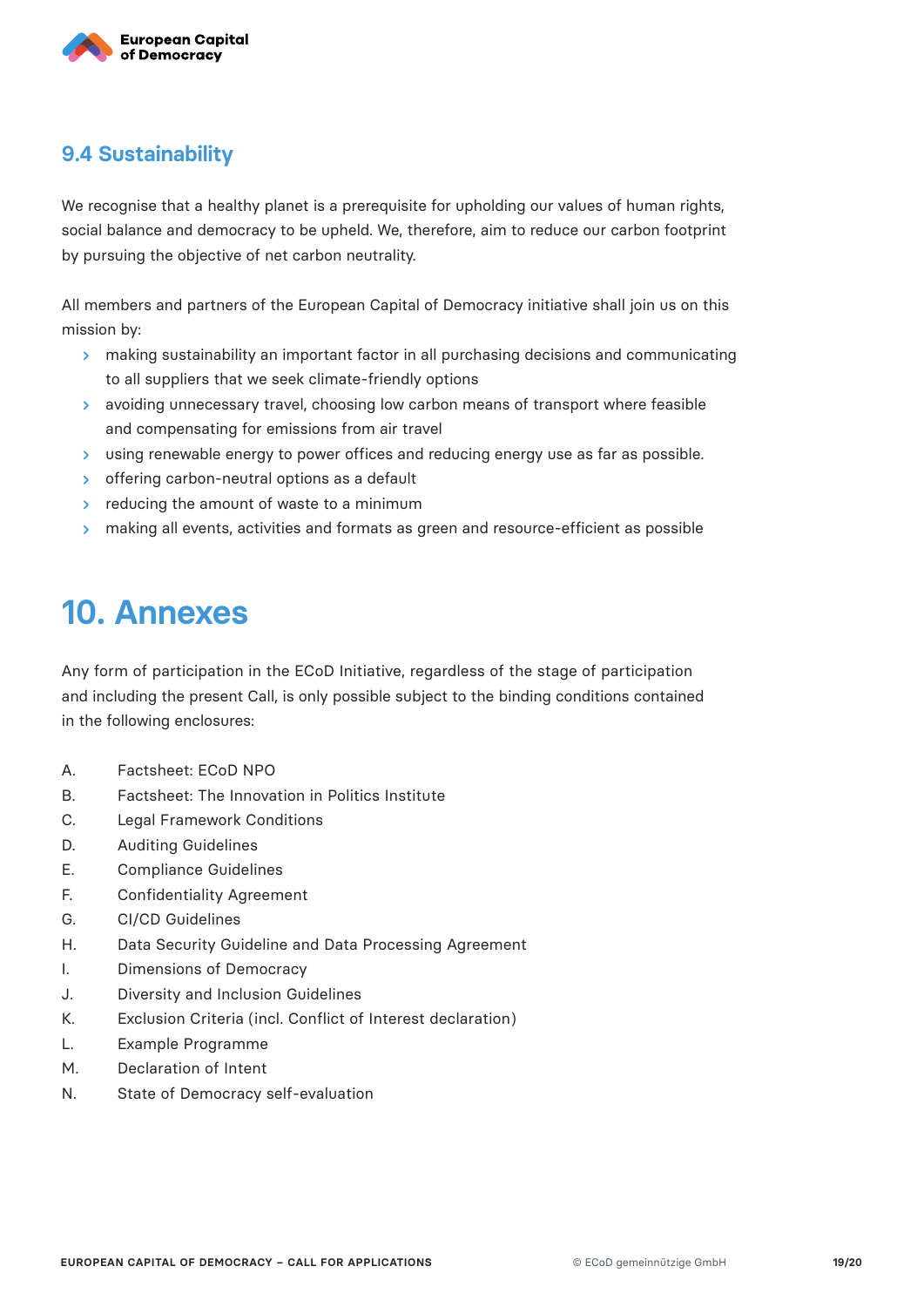### 9.4 Sustainability

We recognise that a healthy planet is a prerequisite for upholding our values of human rights, social balance and democracy to be upheld. We, therefore, aim to reduce our carbon footprint by pursuing the objective of net carbon neutrality.

All members and partners of the European Capital of Democracy initiative shall join us on this mission by:

- making sustainability an important factor in all purchasing decisions and communicating to all suppliers that we seek climate-friendly options
- avoiding unnecessary travel, choosing low carbon means of transport where feasible and compensating for emissions from air travel
- using renewable energy to power offices and reducing energy use as far as possible.
- offering carbon-neutral options as a default
- reducing the amount of waste to a minimum
- making all events, activities and formats as green and resource-efficient as possible

# 10. Annexes

Any form of participation in the ECoD Initiative, regardless of the stage of participation and including the present Call, is only possible subject to the binding conditions contained in the following enclosures:

A. Factsheet: ECoD NPO
B. Factsheet: The Innovation in Politics Institute
C. Legal Framework Conditions
D. Auditing Guidelines
E. Compliance Guidelines
F. Confidentiality Agreement
G. CI/CD Guidelines
H. Data Security Guideline and Data Processing Agreement
I. Dimensions of Democracy
J. Diversity and Inclusion Guidelines
K. Exclusion Criteria (incl. Conflict of Interest declaration)
L. Example Programme
M. Declaration of Intent
N. State of Democracy self-evaluation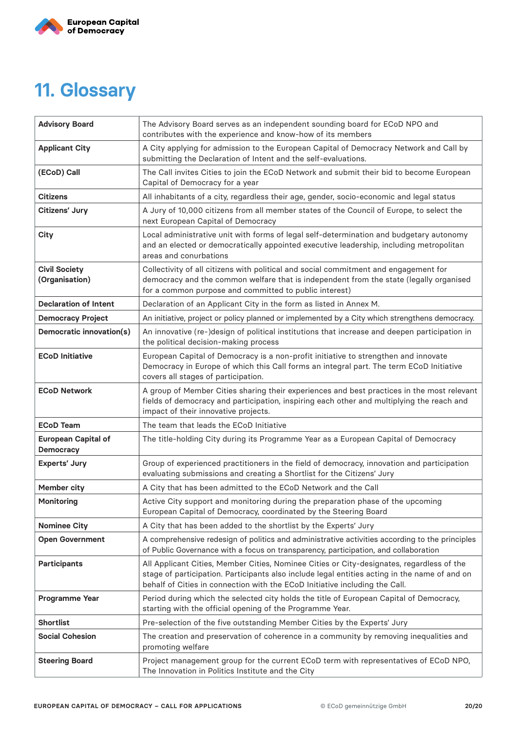# 11. Glossary

| | |
|---|---|
| **Advisory Board** | The Advisory Board serves as an independent sounding board for ECoD NPO and contributes with the experience and know-how of its members |
| **Applicant City** | A City applying for admission to the European Capital of Democracy Network and Call by submitting the Declaration of Intent and the self-evaluations. |
| **(ECoD) Call** | The Call invites Cities to join the ECoD Network and submit their bid to become European Capital of Democracy for a year |
| **Citizens** | All inhabitants of a city, regardless their age, gender, socio-economic and legal status |
| **Citizens' Jury** | A Jury of 10,000 citizens from all member states of the Council of Europe, to select the next European Capital of Democracy |
| **City** | Local administrative unit with forms of legal self-determination and budgetary autonomy and an elected or democratically appointed executive leadership, including metropolitan areas and conurbations |
| **Civil Society (Organisation)** | Collectivity of all citizens with political and social commitment and engagement for democracy and the common welfare that is independent from the state (legally organised for a common purpose and committed to public interest) |
| **Declaration of Intent** | Declaration of an Applicant City in the form as listed in Annex M. |
| **Democracy Project** | An initiative, project or policy planned or implemented by a City which strengthens democracy. |
| **Democratic innovation(s)** | An innovative (re-)design of political institutions that increase and deepen participation in the political decision-making process |
| **ECoD Initiative** | European Capital of Democracy is a non-profit initiative to strengthen and innovate Democracy in Europe of which this Call forms an integral part. The term ECoD Initiative covers all stages of participation. |
| **ECoD Network** | A group of Member Cities sharing their experiences and best practices in the most relevant fields of democracy and participation, inspiring each other and multiplying the reach and impact of their innovative projects. |
| **ECoD Team** | The team that leads the ECoD Initiative |
| **European Capital of Democracy** | The title-holding City during its Programme Year as a European Capital of Democracy |
| **Experts' Jury** | Group of experienced practitioners in the field of democracy, innovation and participation evaluating submissions and creating a Shortlist for the Citizens' Jury |
| **Member city** | A City that has been admitted to the ECoD Network and the Call |
| **Monitoring** | Active City support and monitoring during the preparation phase of the upcoming European Capital of Democracy, coordinated by the Steering Board |
| **Nominee City** | A City that has been added to the shortlist by the Experts' Jury |
| **Open Government** | A comprehensive redesign of politics and administrative activities according to the principles of Public Governance with a focus on transparency, participation, and collaboration |
| **Participants** | All Applicant Cities, Member Cities, Nominee Cities or City-designates, regardless of the stage of participation. Participants also include legal entities acting in the name of and on behalf of Cities in connection with the ECoD Initiative including the Call. |
| **Programme Year** | Period during which the selected city holds the title of European Capital of Democracy, starting with the official opening of the Programme Year. |
| **Shortlist** | Pre-selection of the five outstanding Member Cities by the Experts' Jury |
| **Social Cohesion** | The creation and preservation of coherence in a community by removing inequalities and promoting welfare |
| **Steering Board** | Project management group for the current ECoD term with representatives of ECoD NPO, The Innovation in Politics Institute and the City |